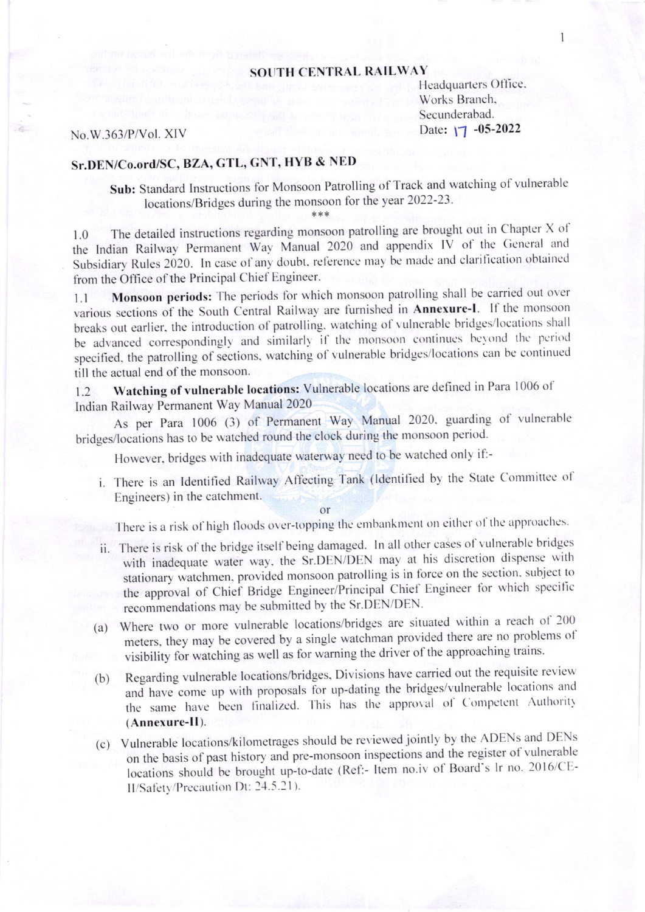# SOUTH CENTRAL RAILWAY

Headquarters Office,
Works Branch,
Secunderabad.

No.W.363/P/Vol. XIV

Date: 17 -05-2022

## Sr.DEN/Co.ord/SC, BZA, GTL, GNT, HYB & NED

**Sub:** Standard Instructions for Monsoon Patrolling of Track and watching of vulnerable locations/Bridges during the monsoon for the year 2022-23.

\*\*\*

1.0 The detailed instructions regarding monsoon patrolling are brought out in Chapter X of the Indian Railway Permanent Way Manual 2020 and appendix IV of the General and Subsidiary Rules 2020. In case of any doubt, reference may be made and clarification obtained from the Office of the Principal Chief Engineer.

1.1 **Monsoon periods:** The periods for which monsoon patrolling shall be carried out over various sections of the South Central Railway are furnished in **Annexure-I**. If the monsoon breaks out earlier, the introduction of patrolling, watching of vulnerable bridges/locations shall be advanced correspondingly and similarly if the monsoon continues beyond the period specified, the patrolling of sections, watching of vulnerable bridges/locations can be continued till the actual end of the monsoon.

1.2 **Watching of vulnerable locations:** Vulnerable locations are defined in Para 1006 of Indian Railway Permanent Way Manual 2020

As per Para 1006 (3) of Permanent Way Manual 2020, guarding of vulnerable bridges/locations has to be watched round the clock during the monsoon period.

However, bridges with inadequate waterway need to be watched only if:-

i. There is an Identified Railway Affecting Tank (Identified by the State Committee of Engineers) in the catchment.

or

There is a risk of high floods over-topping the embankment on either of the approaches.

ii. There is risk of the bridge itself being damaged. In all other cases of vulnerable bridges with inadequate water way, the Sr.DEN/DEN may at his discretion dispense with stationary watchmen, provided monsoon patrolling is in force on the section, subject to the approval of Chief Bridge Engineer/Principal Chief Engineer for which specific recommendations may be submitted by the Sr.DEN/DEN.

(a) Where two or more vulnerable locations/bridges are situated within a reach of 200 meters, they may be covered by a single watchman provided there are no problems of visibility for watching as well as for warning the driver of the approaching trains.

(b) Regarding vulnerable locations/bridges, Divisions have carried out the requisite review and have come up with proposals for up-dating the bridges/vulnerable locations and the same have been finalized. This has the approval of Competent Authority (**Annexure-II**).

(c) Vulnerable locations/kilometrages should be reviewed jointly by the ADENs and DENs on the basis of past history and pre-monsoon inspections and the register of vulnerable locations should be brought up-to-date (Ref:- Item no.iv of Board's lr no. 2016/CE-II/Safety/Precaution Dt: 24.5.21).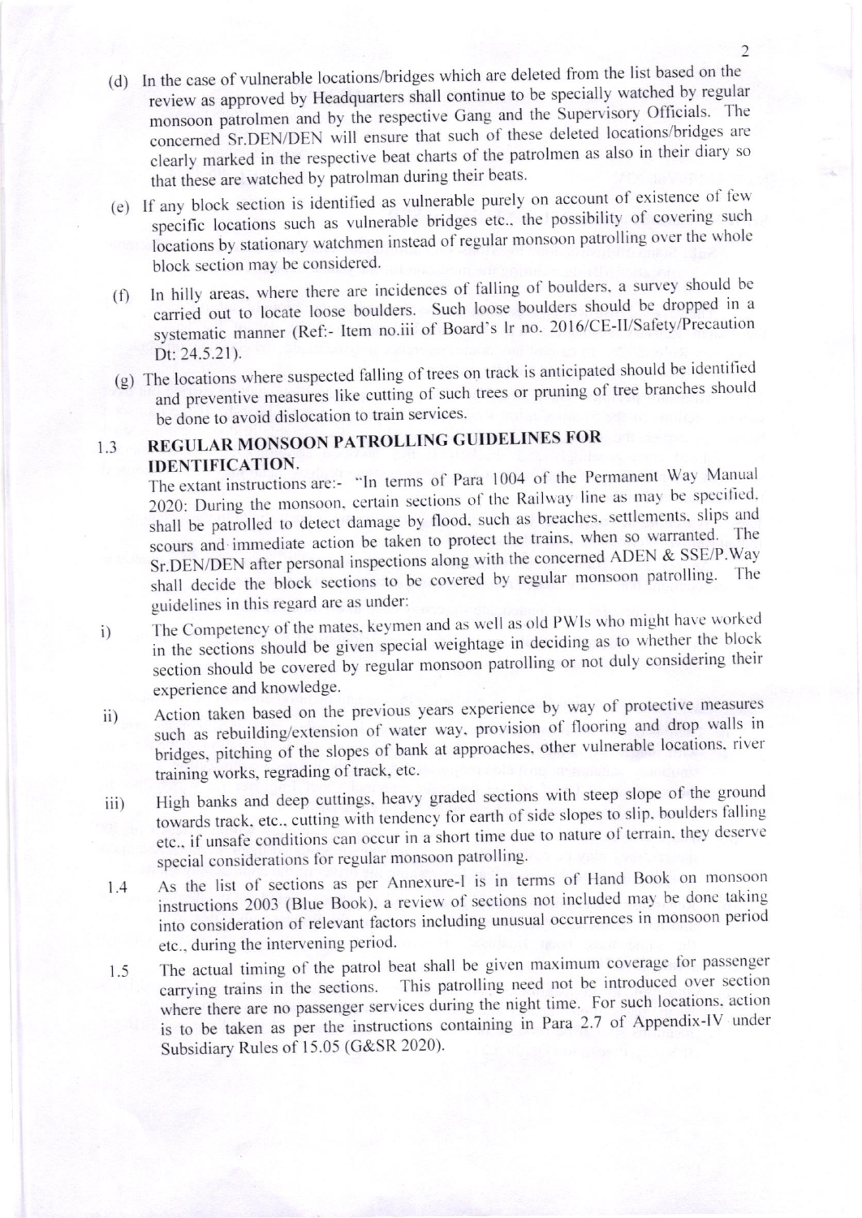(d) In the case of vulnerable locations/bridges which are deleted from the list based on the review as approved by Headquarters shall continue to be specially watched by regular monsoon patrolmen and by the respective Gang and the Supervisory Officials. The concerned Sr.DEN/DEN will ensure that such of these deleted locations/bridges are clearly marked in the respective beat charts of the patrolmen as also in their diary so that these are watched by patrolman during their beats.

(e) If any block section is identified as vulnerable purely on account of existence of few specific locations such as vulnerable bridges etc., the possibility of covering such locations by stationary watchmen instead of regular monsoon patrolling over the whole block section may be considered.

(f) In hilly areas, where there are incidences of falling of boulders, a survey should be carried out to locate loose boulders. Such loose boulders should be dropped in a systematic manner (Ref:- Item no.iii of Board's lr no. 2016/CE-II/Safety/Precaution Dt: 24.5.21).

(g) The locations where suspected falling of trees on track is anticipated should be identified and preventive measures like cutting of such trees or pruning of tree branches should be done to avoid dislocation to train services.

## 1.3 REGULAR MONSOON PATROLLING GUIDELINES FOR IDENTIFICATION.

The extant instructions are:- "In terms of Para 1004 of the Permanent Way Manual 2020: During the monsoon, certain sections of the Railway line as may be specified, shall be patrolled to detect damage by flood, such as breaches, settlements, slips and scours and immediate action be taken to protect the trains, when so warranted. The Sr.DEN/DEN after personal inspections along with the concerned ADEN & SSE/P.Way shall decide the block sections to be covered by regular monsoon patrolling. The guidelines in this regard are as under:

i) The Competency of the mates, keymen and as well as old PWIs who might have worked in the sections should be given special weightage in deciding as to whether the block section should be covered by regular monsoon patrolling or not duly considering their experience and knowledge.

ii) Action taken based on the previous years experience by way of protective measures such as rebuilding/extension of water way, provision of flooring and drop walls in bridges, pitching of the slopes of bank at approaches, other vulnerable locations, river training works, regrading of track, etc.

iii) High banks and deep cuttings, heavy graded sections with steep slope of the ground towards track, etc., cutting with tendency for earth of side slopes to slip, boulders falling etc., if unsafe conditions can occur in a short time due to nature of terrain, they deserve special considerations for regular monsoon patrolling.

1.4 As the list of sections as per Annexure-I is in terms of Hand Book on monsoon instructions 2003 (Blue Book), a review of sections not included may be done taking into consideration of relevant factors including unusual occurrences in monsoon period etc., during the intervening period.

1.5 The actual timing of the patrol beat shall be given maximum coverage for passenger carrying trains in the sections. This patrolling need not be introduced over section where there are no passenger services during the night time. For such locations, action is to be taken as per the instructions containing in Para 2.7 of Appendix-IV under Subsidiary Rules of 15.05 (G&SR 2020).